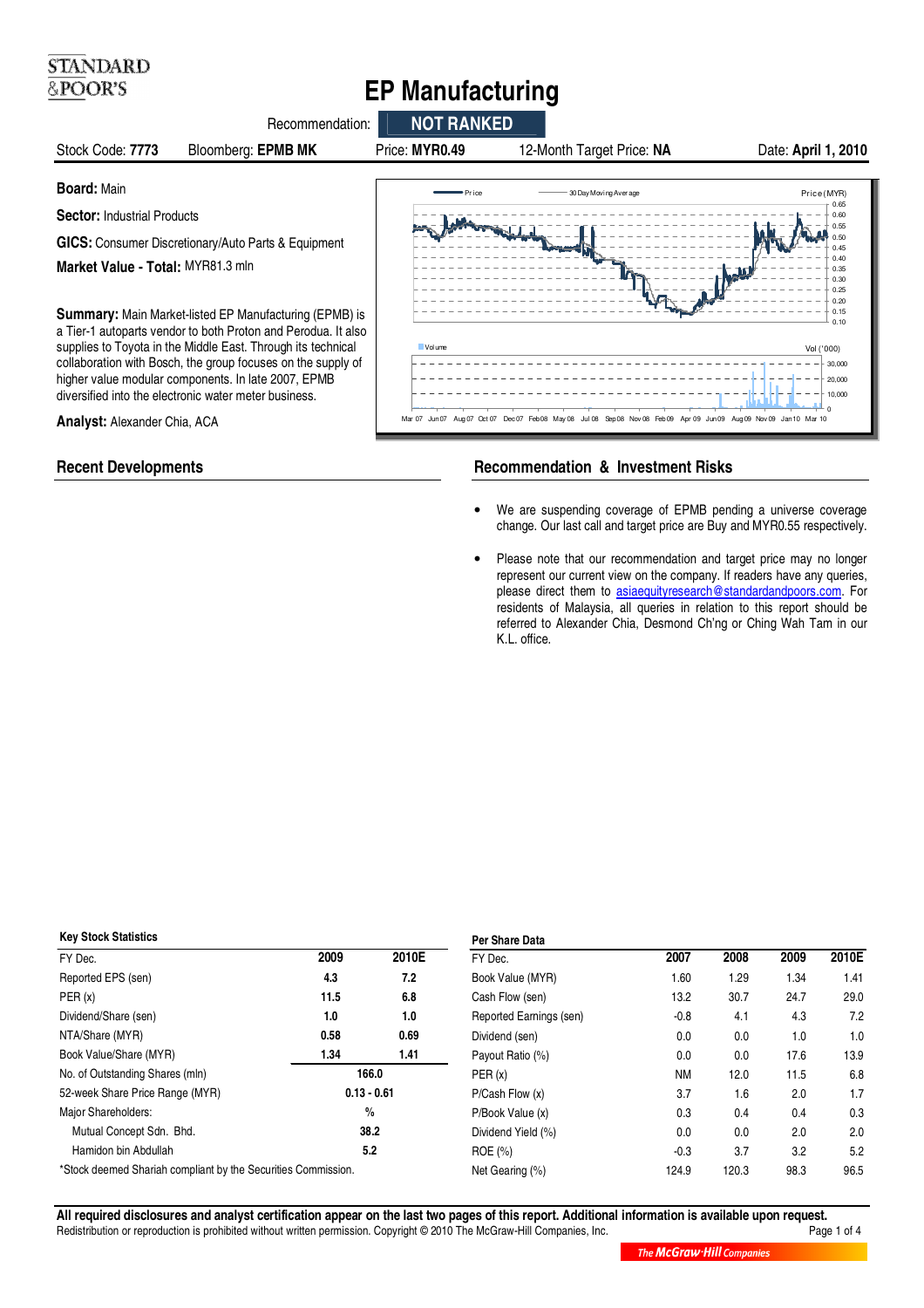STANDARD & POOR'S

# EP Manufacturing

Recommendation: **NOT RANKED**

Stock Code: **7773** | Bloomberg: **EPMB MK** | Price: **MYR0.49** | 12-Month Target Price: **NA** | Date: **April 1, 2010**

**Board:** Main

**Sector:** Industrial Products

**GICS:** Consumer Discretionary/Auto Parts & Equipment

**Market Value - Total:** MYR81.3 mln

**Summary:** Main Market-listed EP Manufacturing (EPMB) is a Tier-1 autoparts vendor to both Proton and Perodua. It also supplies to Toyota in the Middle East. Through its technical collaboration with Bosch, the group focuses on the supply of higher value modular components. In late 2007, EPMB diversified into the electronic water meter business.

**Analyst:** Alexander Chia, ACA

## Recent Developments

## Recommendation & Investment Risks

- We are suspending coverage of EPMB pending a universe coverage change. Our last call and target price are Buy and MYR0.55 respectively.
- Please note that our recommendation and target price may no longer represent our current view on the company. If readers have any queries, please direct them to asiaequityresearch@standardandpoors.com. For residents of Malaysia, all queries in relation to this report should be referred to Alexander Chia, Desmond Ch'ng or Ching Wah Tam in our K.L. office.

**Key Stock Statistics**

| FY Dec. | 2009 | 2010E |
|---|---|---|
| Reported EPS (sen) | 4.3 | 7.2 |
| PER (x) | 11.5 | 6.8 |
| Dividend/Share (sen) | 1.0 | 1.0 |
| NTA/Share (MYR) | 0.58 | 0.69 |
| Book Value/Share (MYR) | 1.34 | 1.41 |
| No. of Outstanding Shares (mln) | 166.0 | |
| 52-week Share Price Range (MYR) | 0.13 - 0.61 | |
| Major Shareholders: | % | |
| Mutual Concept Sdn. Bhd. | 38.2 | |
| Hamidon bin Abdullah | 5.2 | |

*Stock deemed Shariah compliant by the Securities Commission.

**Per Share Data**

| FY Dec. | 2007 | 2008 | 2009 | 2010E |
|---|---|---|---|---|
| Book Value (MYR) | 1.60 | 1.29 | 1.34 | 1.41 |
| Cash Flow (sen) | 13.2 | 30.7 | 24.7 | 29.0 |
| Reported Earnings (sen) | -0.8 | 4.1 | 4.3 | 7.2 |
| Dividend (sen) | 0.0 | 0.0 | 1.0 | 1.0 |
| Payout Ratio (%) | 0.0 | 0.0 | 17.6 | 13.9 |
| PER (x) | NM | 12.0 | 11.5 | 6.8 |
| P/Cash Flow (x) | 3.7 | 1.6 | 2.0 | 1.7 |
| P/Book Value (x) | 0.3 | 0.4 | 0.4 | 0.3 |
| Dividend Yield (%) | 0.0 | 0.0 | 2.0 | 2.0 |
| ROE (%) | -0.3 | 3.7 | 3.2 | 5.2 |
| Net Gearing (%) | 124.9 | 120.3 | 98.3 | 96.5 |

**All required disclosures and analyst certification appear on the last two pages of this report. Additional information is available upon request.**
Redistribution or reproduction is prohibited without written permission. Copyright © 2010 The McGraw-Hill Companies, Inc.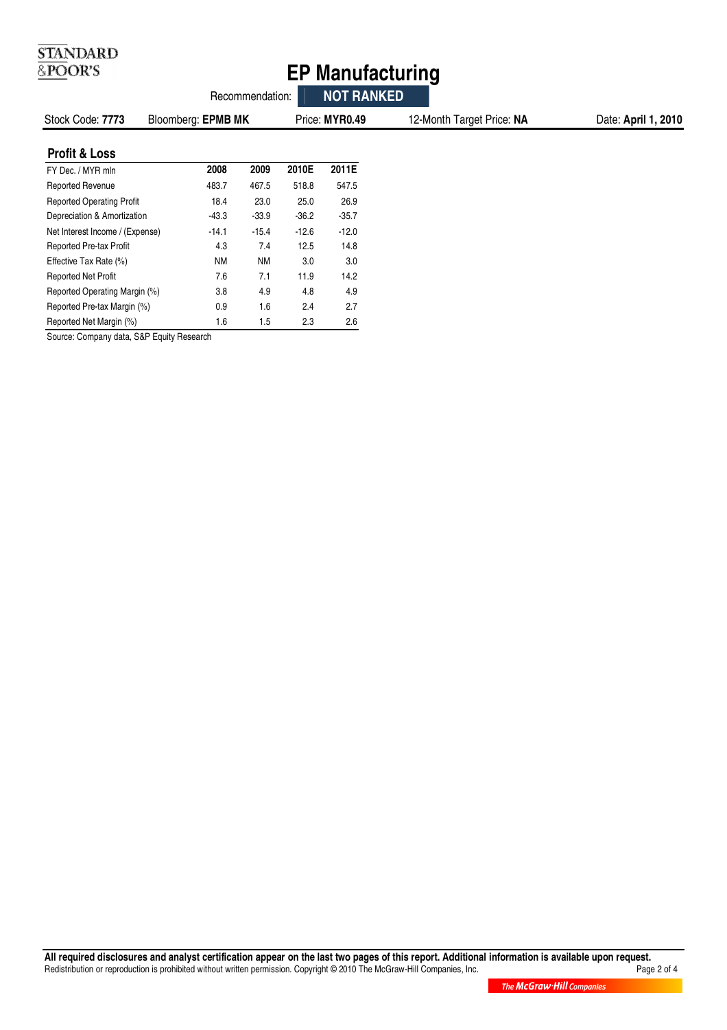# EP Manufacturing

Recommendation: **NOT RANKED**

Stock Code: **7773** | Bloomberg: **EPMB MK** | Price: **MYR0.49** | 12-Month Target Price: **NA** | Date: **April 1, 2010**

## Profit & Loss

| FY Dec. / MYR mln | 2008 | 2009 | 2010E | 2011E |
|---|---|---|---|---|
| Reported Revenue | 483.7 | 467.5 | 518.8 | 547.5 |
| Reported Operating Profit | 18.4 | 23.0 | 25.0 | 26.9 |
| Depreciation & Amortization | -43.3 | -33.9 | -36.2 | -35.7 |
| Net Interest Income / (Expense) | -14.1 | -15.4 | -12.6 | -12.0 |
| Reported Pre-tax Profit | 4.3 | 7.4 | 12.5 | 14.8 |
| Effective Tax Rate (%) | NM | NM | 3.0 | 3.0 |
| Reported Net Profit | 7.6 | 7.1 | 11.9 | 14.2 |
| Reported Operating Margin (%) | 3.8 | 4.9 | 4.8 | 4.9 |
| Reported Pre-tax Margin (%) | 0.9 | 1.6 | 2.4 | 2.7 |
| Reported Net Margin (%) | 1.6 | 1.5 | 2.3 | 2.6 |

Source: Company data, S&P Equity Research

**All required disclosures and analyst certification appear on the last two pages of this report. Additional information is available upon request.**
Redistribution or reproduction is prohibited without written permission. Copyright © 2010 The McGraw-Hill Companies, Inc.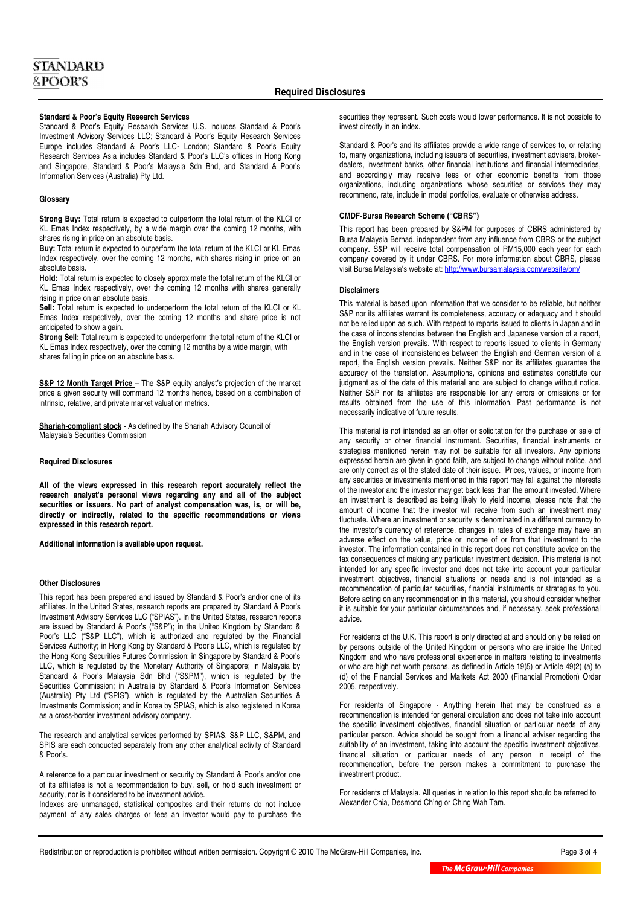## Required Disclosures

**Standard & Poor's Equity Research Services**

Standard & Poor's Equity Research Services U.S. includes Standard & Poor's Investment Advisory Services LLC; Standard & Poor's Equity Research Services Europe includes Standard & Poor's LLC- London; Standard & Poor's Equity Research Services Asia includes Standard & Poor's LLC's offices in Hong Kong and Singapore, Standard & Poor's Malaysia Sdn Bhd, and Standard & Poor's Information Services (Australia) Pty Ltd.

### Glossary

**Strong Buy:** Total return is expected to outperform the total return of the KLCI or KL Emas Index respectively, by a wide margin over the coming 12 months, with shares rising in price on an absolute basis.

**Buy:** Total return is expected to outperform the total return of the KLCI or KL Emas Index respectively, over the coming 12 months, with shares rising in price on an absolute basis.

**Hold:** Total return is expected to closely approximate the total return of the KLCI or KL Emas Index respectively, over the coming 12 months with shares generally rising in price on an absolute basis.

**Sell:** Total return is expected to underperform the total return of the KLCI or KL Emas Index respectively, over the coming 12 months and share price is not anticipated to show a gain.

**Strong Sell:** Total return is expected to underperform the total return of the KLCI or KL Emas Index respectively, over the coming 12 months by a wide margin, with shares falling in price on an absolute basis.

**S&P 12 Month Target Price** – The S&P equity analyst's projection of the market price a given security will command 12 months hence, based on a combination of intrinsic, relative, and private market valuation metrics.

**Shariah-compliant stock -** As defined by the Shariah Advisory Council of Malaysia's Securities Commission

### Required Disclosures

**All of the views expressed in this research report accurately reflect the research analyst's personal views regarding any and all of the subject securities or issuers. No part of analyst compensation was, is, or will be, directly or indirectly, related to the specific recommendations or views expressed in this research report.**

**Additional information is available upon request.**

### Other Disclosures

This report has been prepared and issued by Standard & Poor's and/or one of its affiliates. In the United States, research reports are prepared by Standard & Poor's Investment Advisory Services LLC ("SPIAS"). In the United States, research reports are issued by Standard & Poor's ("S&P"); in the United Kingdom by Standard & Poor's LLC ("S&P LLC"), which is authorized and regulated by the Financial Services Authority; in Hong Kong by Standard & Poor's LLC, which is regulated by the Hong Kong Securities Futures Commission; in Singapore by Standard & Poor's LLC, which is regulated by the Monetary Authority of Singapore; in Malaysia by Standard & Poor's Malaysia Sdn Bhd ("S&PM"), which is regulated by the Securities Commission; in Australia by Standard & Poor's Information Services (Australia) Pty Ltd ("SPIS"), which is regulated by the Australian Securities & Investments Commission; and in Korea by SPIAS, which is also registered in Korea as a cross-border investment advisory company.

The research and analytical services performed by SPIAS, S&P LLC, S&PM, and SPIS are each conducted separately from any other analytical activity of Standard & Poor's.

A reference to a particular investment or security by Standard & Poor's and/or one of its affiliates is not a recommendation to buy, sell, or hold such investment or security, nor is it considered to be investment advice.

Indexes are unmanaged, statistical composites and their returns do not include payment of any sales charges or fees an investor would pay to purchase the securities they represent. Such costs would lower performance. It is not possible to invest directly in an index.

Standard & Poor's and its affiliates provide a wide range of services to, or relating to, many organizations, including issuers of securities, investment advisers, broker-dealers, investment banks, other financial institutions and financial intermediaries, and accordingly may receive fees or other economic benefits from those organizations, including organizations whose securities or services they may recommend, rate, include in model portfolios, evaluate or otherwise address.

### CMDF-Bursa Research Scheme ("CBRS")

This report has been prepared by S&PM for purposes of CBRS administered by Bursa Malaysia Berhad, independent from any influence from CBRS or the subject company. S&P will receive total compensation of RM15,000 each year for each company covered by it under CBRS. For more information about CBRS, please visit Bursa Malaysia's website at: http://www.bursamalaysia.com/website/bm/

### Disclaimers

This material is based upon information that we consider to be reliable, but neither S&P nor its affiliates warrant its completeness, accuracy or adequacy and it should not be relied upon as such. With respect to reports issued to clients in Japan and in the case of inconsistencies between the English and Japanese version of a report, the English version prevails. With respect to reports issued to clients in Germany and in the case of inconsistencies between the English and German version of a report, the English version prevails. Neither S&P nor its affiliates guarantee the accuracy of the translation. Assumptions, opinions and estimates constitute our judgment as of the date of this material and are subject to change without notice. Neither S&P nor its affiliates are responsible for any errors or omissions or for results obtained from the use of this information. Past performance is not necessarily indicative of future results.

This material is not intended as an offer or solicitation for the purchase or sale of any security or other financial instrument. Securities, financial instruments or strategies mentioned herein may not be suitable for all investors. Any opinions expressed herein are given in good faith, are subject to change without notice, and are only correct as of the stated date of their issue. Prices, values, or income from any securities or investments mentioned in this report may fall against the interests of the investor and the investor may get back less than the amount invested. Where an investment is described as being likely to yield income, please note that the amount of income that the investor will receive from such an investment may fluctuate. Where an investment or security is denominated in a different currency to the investor's currency of reference, changes in rates of exchange may have an adverse effect on the value, price or income of or from that investment to the investor. The information contained in this report does not constitute advice on the tax consequences of making any particular investment decision. This material is not intended for any specific investor and does not take into account your particular investment objectives, financial situations or needs and is not intended as a recommendation of particular securities, financial instruments or strategies to you. Before acting on any recommendation in this material, you should consider whether it is suitable for your particular circumstances and, if necessary, seek professional advice.

For residents of the U.K. This report is only directed at and should only be relied on by persons outside of the United Kingdom or persons who are inside the United Kingdom and who have professional experience in matters relating to investments or who are high net worth persons, as defined in Article 19(5) or Article 49(2) (a) to (d) of the Financial Services and Markets Act 2000 (Financial Promotion) Order 2005, respectively.

For residents of Singapore - Anything herein that may be construed as a recommendation is intended for general circulation and does not take into account the specific investment objectives, financial situation or particular needs of any particular person. Advice should be sought from a financial adviser regarding the suitability of an investment, taking into account the specific investment objectives, financial situation or particular needs of any person in receipt of the recommendation, before the person makes a commitment to purchase the investment product.

For residents of Malaysia. All queries in relation to this report should be referred to Alexander Chia, Desmond Ch'ng or Ching Wah Tam.

Redistribution or reproduction is prohibited without written permission. Copyright © 2010 The McGraw-Hill Companies, Inc.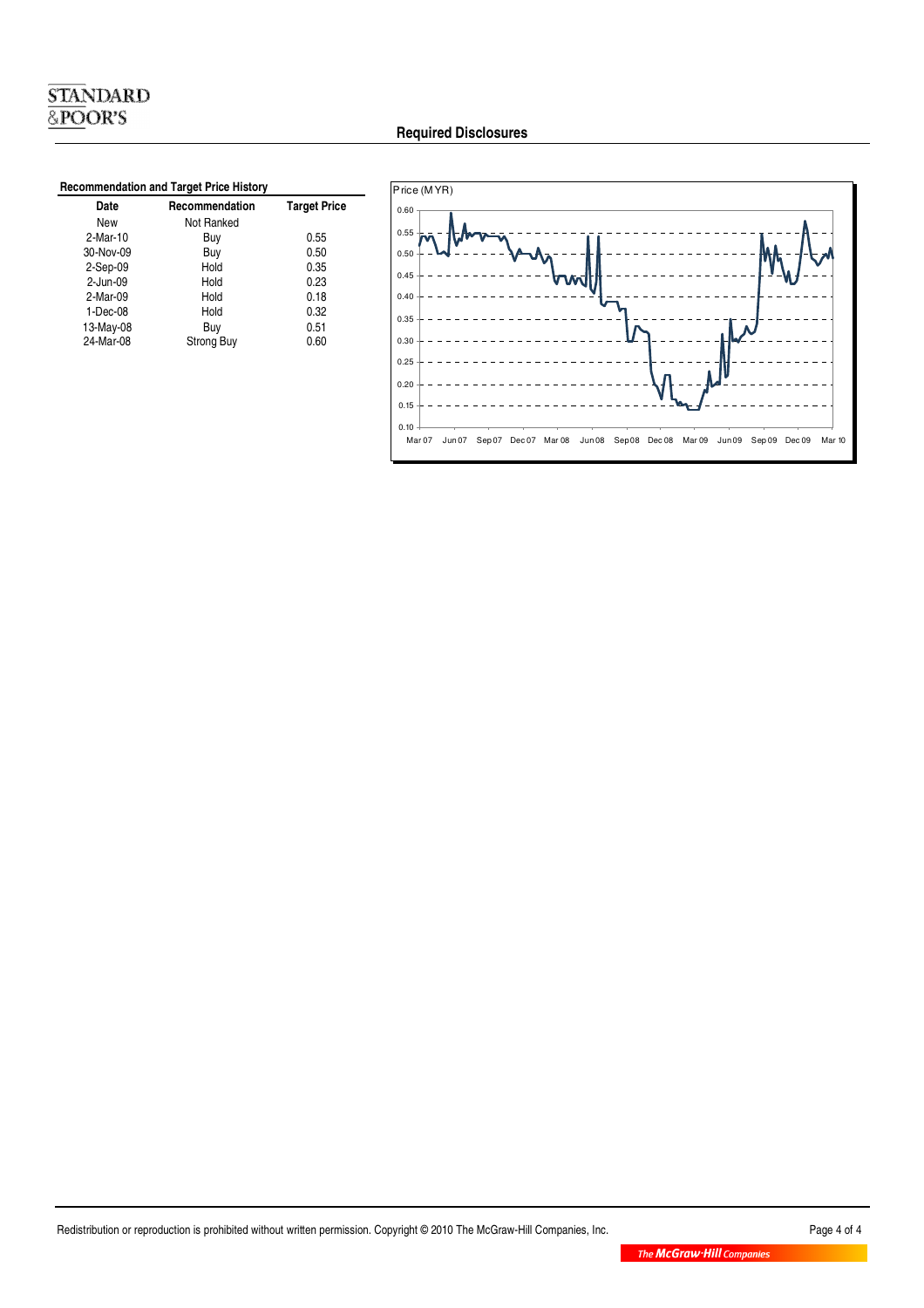## Required Disclosures

**Recommendation and Target Price History**

| Date | Recommendation | Target Price |
|---|---|---|
| New | Not Ranked | |
| 2-Mar-10 | Buy | 0.55 |
| 30-Nov-09 | Buy | 0.50 |
| 2-Sep-09 | Hold | 0.35 |
| 2-Jun-09 | Hold | 0.23 |
| 2-Mar-09 | Hold | 0.18 |
| 1-Dec-08 | Hold | 0.32 |
| 13-May-08 | Buy | 0.51 |
| 24-Mar-08 | Strong Buy | 0.60 |

Price (MYR)

0.60
0.55
0.50
0.45
0.40
0.35
0.30
0.25
0.20
0.15
0.10

Mar 07 Jun 07 Sep 07 Dec 07 Mar 08 Jun 08 Sep 08 Dec 08 Mar 09 Jun 09 Sep 09 Dec 09 Mar 10

Redistribution or reproduction is prohibited without written permission. Copyright © 2010 The McGraw-Hill Companies, Inc.